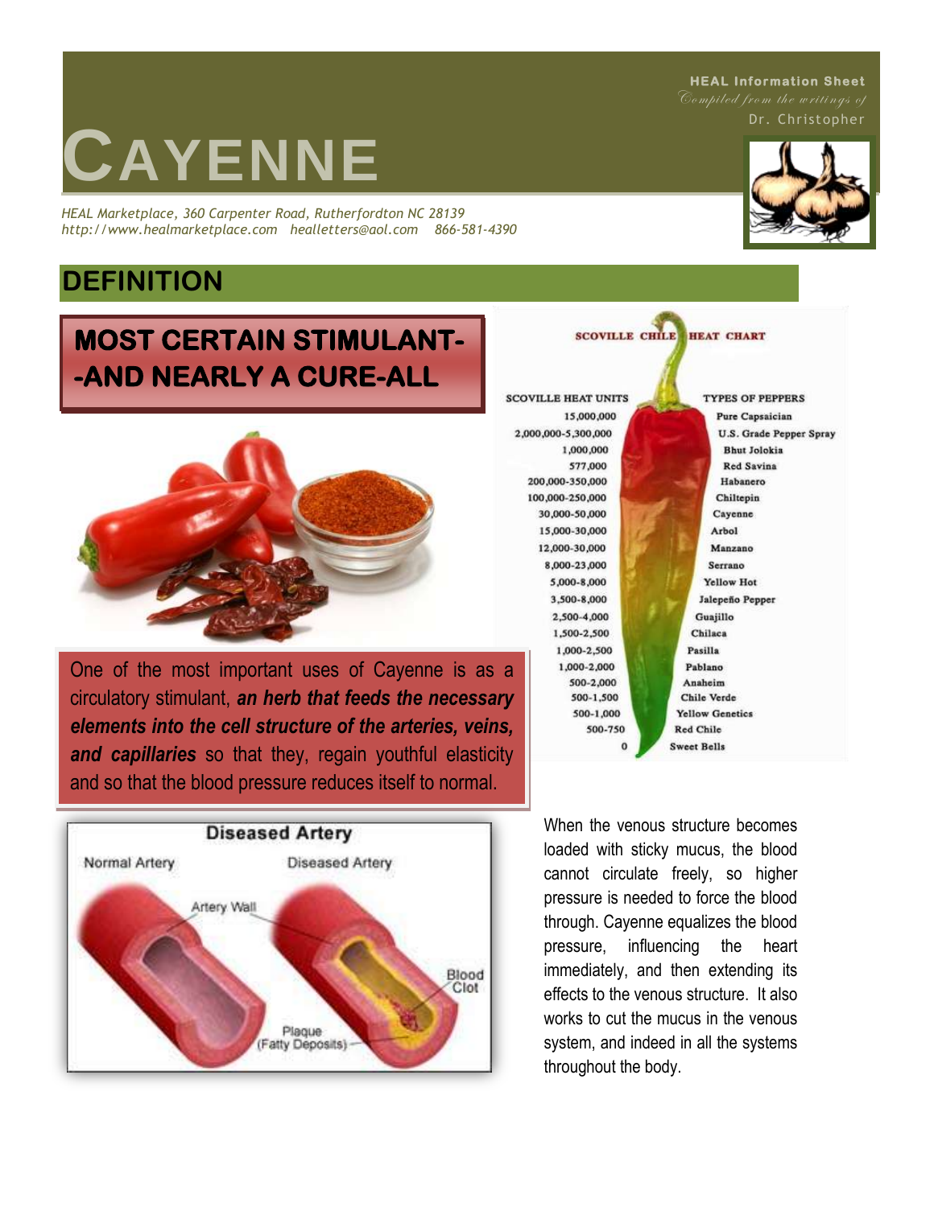HEAL Information Sheet
*Compiled from the writings of*
Dr. Christopher

# CAYENNE

*HEAL Marketplace, 360 Carpenter Road, Rutherfordton NC 28139*
*http://www.healmarketplace.com healletters@aol.com 866-581-4390*

## DEFINITION

### MOST CERTAIN STIMULANT--AND NEARLY A CURE-ALL

One of the most important uses of Cayenne is as a circulatory stimulant, ***an herb that feeds the necessary elements into the cell structure of the arteries, veins, and capillaries*** so that they, regain youthful elasticity and so that the blood pressure reduces itself to normal.

SCOVILLE CHILE HEAT CHART

SCOVILLE HEAT UNITS
15,000,000
2,000,000-5,300,000
1,000,000
577,000
200,000-350,000
100,000-250,000
30,000-50,000
15,000-30,000
12,000-30,000
8,000-23,000
5,000-8,000
3,500-8,000
2,500-4,000
1,500-2,500
1,000-2,500
1,000-2,000
500-2,000
500-1,500
500-1,000
500-750
0

TYPES OF PEPPERS
Pure Capsaician
U.S. Grade Pepper Spray
Bhut Jolokia
Red Savina
Habanero
Chiltepin
Cayenne
Arbol
Manzano
Serrano
Yellow Hot
Jalepeño Pepper
Guajillo
Chilaca
Pasilla
Pablano
Anaheim
Chile Verde
Yellow Genetics
Red Chile
Sweet Bells

Diseased Artery
Normal Artery
Diseased Artery
Artery Wall
Blood Clot
Plaque (Fatty Deposits)

When the venous structure becomes loaded with sticky mucus, the blood cannot circulate freely, so higher pressure is needed to force the blood through. Cayenne equalizes the blood pressure, influencing the heart immediately, and then extending its effects to the venous structure. It also works to cut the mucus in the venous system, and indeed in all the systems throughout the body.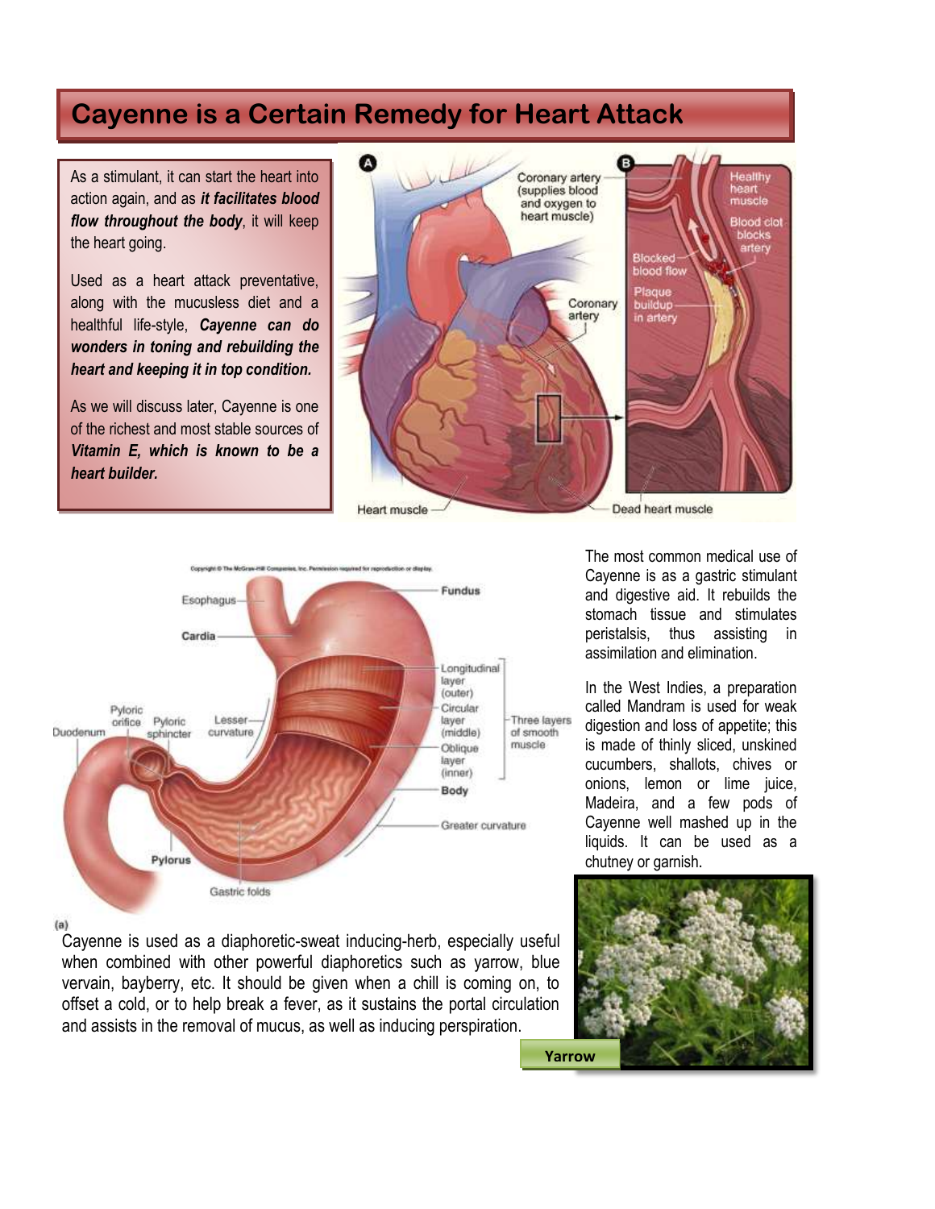# Cayenne is a Certain Remedy for Heart Attack

As a stimulant, it can start the heart into action again, and as ***it facilitates blood flow throughout the body***, it will keep the heart going.

Used as a heart attack preventative, along with the mucusless diet and a healthful life-style, ***Cayenne can do wonders in toning and rebuilding the heart and keeping it in top condition.***

As we will discuss later, Cayenne is one of the richest and most stable sources of ***Vitamin E, which is known to be a heart builder.***

The most common medical use of Cayenne is as a gastric stimulant and digestive aid. It rebuilds the stomach tissue and stimulates peristalsis, thus assisting in assimilation and elimination.

In the West Indies, a preparation called Mandram is used for weak digestion and loss of appetite; this is made of thinly sliced, unskined cucumbers, shallots, chives or onions, lemon or lime juice, Madeira, and a few pods of Cayenne well mashed up in the liquids. It can be used as a chutney or garnish.

Cayenne is used as a diaphoretic-sweat inducing-herb, especially useful when combined with other powerful diaphoretics such as yarrow, blue vervain, bayberry, etc. It should be given when a chill is coming on, to offset a cold, or to help break a fever, as it sustains the portal circulation and assists in the removal of mucus, as well as inducing perspiration.

Yarrow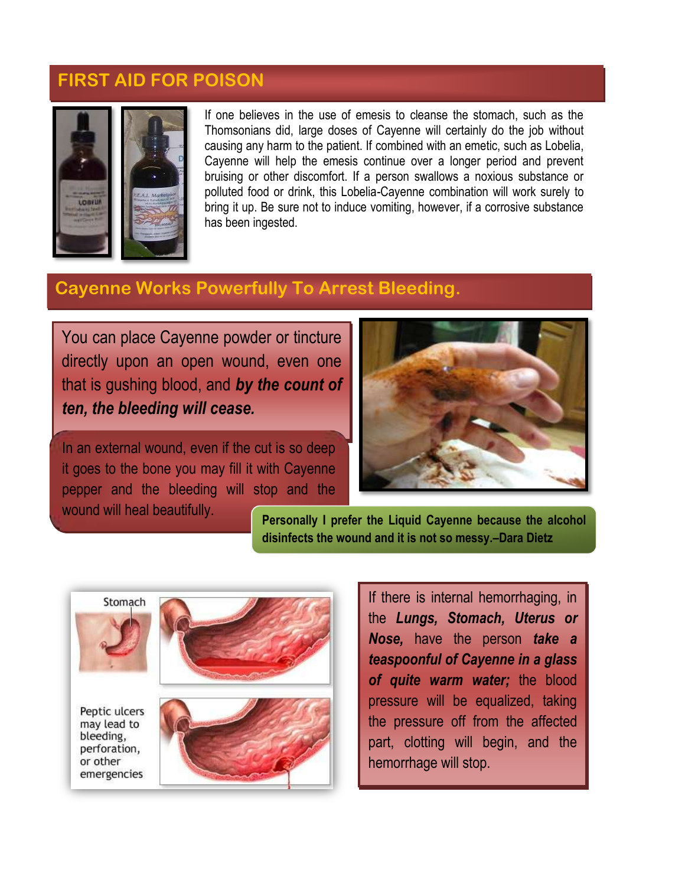## FIRST AID FOR POISON

If one believes in the use of emesis to cleanse the stomach, such as the Thomsonians did, large doses of Cayenne will certainly do the job without causing any harm to the patient. If combined with an emetic, such as Lobelia, Cayenne will help the emesis continue over a longer period and prevent bruising or other discomfort. If a person swallows a noxious substance or polluted food or drink, this Lobelia-Cayenne combination will work surely to bring it up. Be sure not to induce vomiting, however, if a corrosive substance has been ingested.

## Cayenne Works Powerfully To Arrest Bleeding.

You can place Cayenne powder or tincture directly upon an open wound, even one that is gushing blood, and ***by the count of ten, the bleeding will cease.***

In an external wound, even if the cut is so deep it goes to the bone you may fill it with Cayenne pepper and the bleeding will stop and the wound will heal beautifully.

**Personally I prefer the Liquid Cayenne because the alcohol disinfects the wound and it is not so messy.–Dara Dietz**

Stomach

Peptic ulcers may lead to bleeding, perforation, or other emergencies

If there is internal hemorrhaging, in the ***Lungs, Stomach, Uterus or Nose,*** have the person ***take a teaspoonful of Cayenne in a glass of quite warm water;*** the blood pressure will be equalized, taking the pressure off from the affected part, clotting will begin, and the hemorrhage will stop.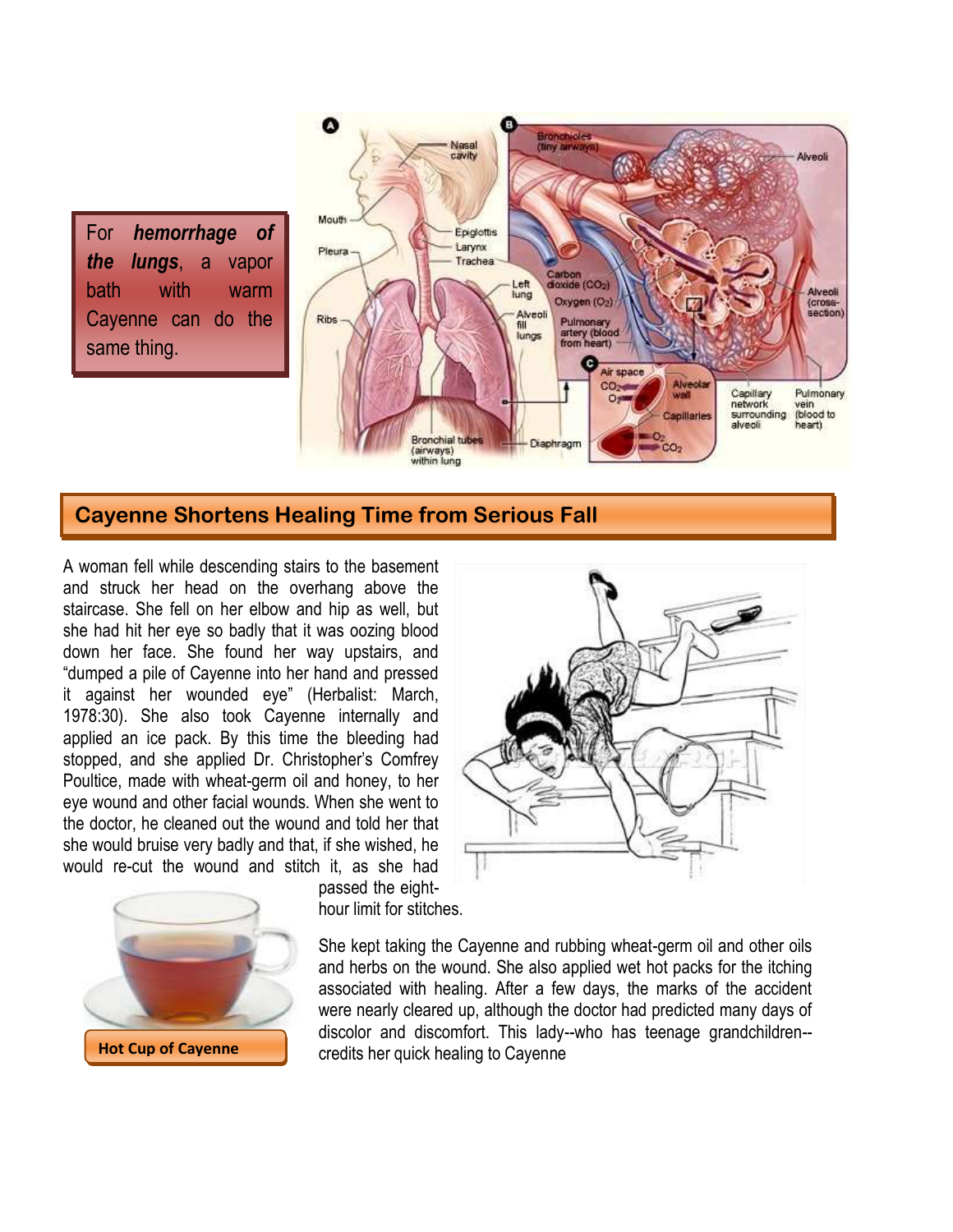For ***hemorrhage of the lungs***, a vapor bath with warm Cayenne can do the same thing.

A
Nasal cavity
Mouth
Epiglottis
Larynx
Trachea
Pleura
Left lung
Ribs
Alveoli fill lungs
Bronchial tubes (airways) within lung
Diaphragm

B
Bronchioles (tiny airways)
Alveoli
Carbon dioxide ($CO_2$)
Oxygen ($O_2$)
Pulmonary artery (blood from heart)
Alveoli (cross-section)
Capillary network surrounding alveoli
Pulmonary vein (blood to heart)

C
Air space
$CO_2$
$O_2$
Alveolar wall
Capillaries
$O_2$
$CO_2$

## Cayenne Shortens Healing Time from Serious Fall

A woman fell while descending stairs to the basement and struck her head on the overhang above the staircase. She fell on her elbow and hip as well, but she had hit her eye so badly that it was oozing blood down her face. She found her way upstairs, and "dumped a pile of Cayenne into her hand and pressed it against her wounded eye" (Herbalist: March, 1978:30). She also took Cayenne internally and applied an ice pack. By this time the bleeding had stopped, and she applied Dr. Christopher's Comfrey Poultice, made with wheat-germ oil and honey, to her eye wound and other facial wounds. When she went to the doctor, he cleaned out the wound and told her that she would bruise very badly and that, if she wished, he would re-cut the wound and stitch it, as she had passed the eight-hour limit for stitches.

She kept taking the Cayenne and rubbing wheat-germ oil and other oils and herbs on the wound. She also applied wet hot packs for the itching associated with healing. After a few days, the marks of the accident were nearly cleared up, although the doctor had predicted many days of discolor and discomfort. This lady--who has teenage grandchildren--credits her quick healing to Cayenne

**Hot Cup of Cayenne**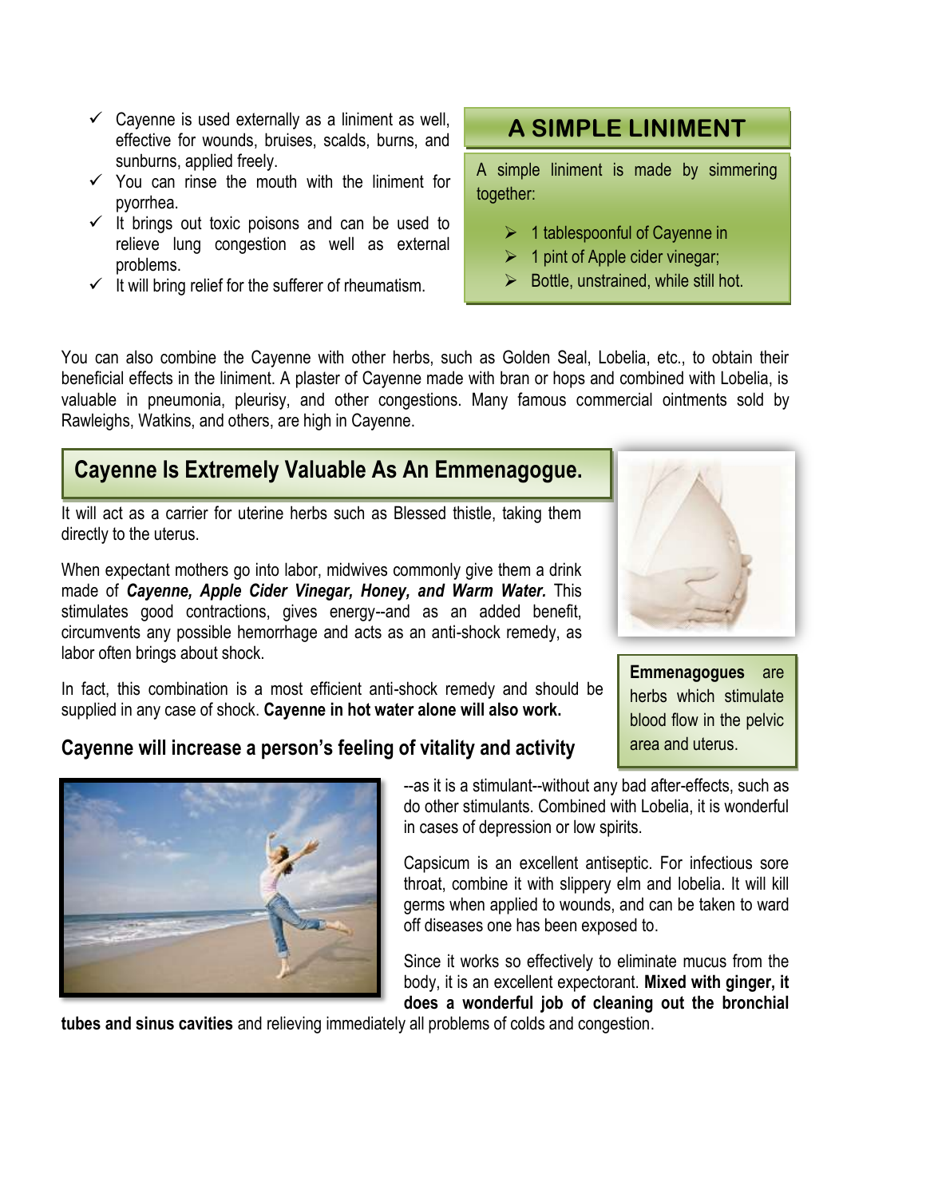- ✓ Cayenne is used externally as a liniment as well, effective for wounds, bruises, scalds, burns, and sunburns, applied freely.
- ✓ You can rinse the mouth with the liniment for pyorrhea.
- ✓ It brings out toxic poisons and can be used to relieve lung congestion as well as external problems.
- ✓ It will bring relief for the sufferer of rheumatism.

## A SIMPLE LINIMENT

A simple liniment is made by simmering together:

- 1 tablespoonful of Cayenne in
- 1 pint of Apple cider vinegar;
- Bottle, unstrained, while still hot.

You can also combine the Cayenne with other herbs, such as Golden Seal, Lobelia, etc., to obtain their beneficial effects in the liniment. A plaster of Cayenne made with bran or hops and combined with Lobelia, is valuable in pneumonia, pleurisy, and other congestions. Many famous commercial ointments sold by Rawleighs, Watkins, and others, are high in Cayenne.

## Cayenne Is Extremely Valuable As An Emmenagogue.

It will act as a carrier for uterine herbs such as Blessed thistle, taking them directly to the uterus.

When expectant mothers go into labor, midwives commonly give them a drink made of ***Cayenne, Apple Cider Vinegar, Honey, and Warm Water.*** This stimulates good contractions, gives energy--and as an added benefit, circumvents any possible hemorrhage and acts as an anti-shock remedy, as labor often brings about shock.

In fact, this combination is a most efficient anti-shock remedy and should be supplied in any case of shock. **Cayenne in hot water alone will also work.**

**Emmenagogues** are herbs which stimulate blood flow in the pelvic area and uterus.

### Cayenne will increase a person's feeling of vitality and activity

--as it is a stimulant--without any bad after-effects, such as do other stimulants. Combined with Lobelia, it is wonderful in cases of depression or low spirits.

Capsicum is an excellent antiseptic. For infectious sore throat, combine it with slippery elm and lobelia. It will kill germs when applied to wounds, and can be taken to ward off diseases one has been exposed to.

Since it works so effectively to eliminate mucus from the body, it is an excellent expectorant. **Mixed with ginger, it does a wonderful job of cleaning out the bronchial tubes and sinus cavities** and relieving immediately all problems of colds and congestion.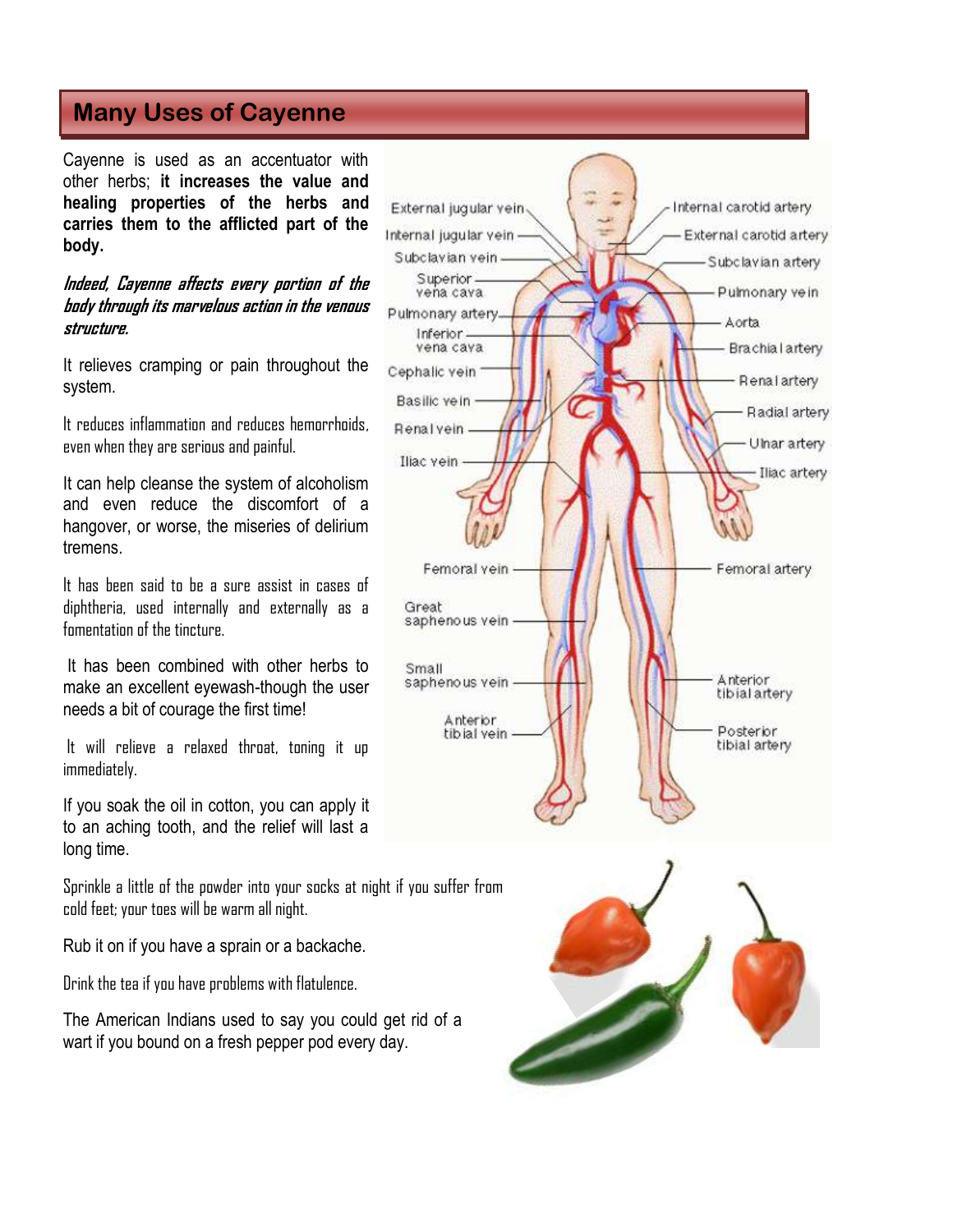## Many Uses of Cayenne

Cayenne is used as an accentuator with other herbs; **it increases the value and healing properties of the herbs and carries them to the afflicted part of the body.**

***Indeed, Cayenne affects every portion of the body through its marvelous action in the venous structure.***

It relieves cramping or pain throughout the system.

It reduces inflammation and reduces hemorrhoids, even when they are serious and painful.

It can help cleanse the system of alcoholism and even reduce the discomfort of a hangover, or worse, the miseries of delirium tremens.

It has been said to be a sure assist in cases of diphtheria, used internally and externally as a fomentation of the tincture.

It has been combined with other herbs to make an excellent eyewash-though the user needs a bit of courage the first time!

It will relieve a relaxed throat, toning it up immediately.

If you soak the oil in cotton, you can apply it to an aching tooth, and the relief will last a long time.

External jugular vein
Internal jugular vein
Subclavian vein
Superior vena cava
Pulmonary artery
Inferior vena cava
Cephalic vein
Basilic vein
Renal vein
Iliac vein
Femoral vein
Great saphenous vein
Small saphenous vein
Anterior tibial vein
Internal carotid artery
External carotid artery
Subclavian artery
Pulmonary vein
Aorta
Brachial artery
Renal artery
Radial artery
Ulnar artery
Iliac artery
Femoral artery
Anterior tibial artery
Posterior tibial artery

Sprinkle a little of the powder into your socks at night if you suffer from cold feet; your toes will be warm all night.

Rub it on if you have a sprain or a backache.

Drink the tea if you have problems with flatulence.

The American Indians used to say you could get rid of a wart if you bound on a fresh pepper pod every day.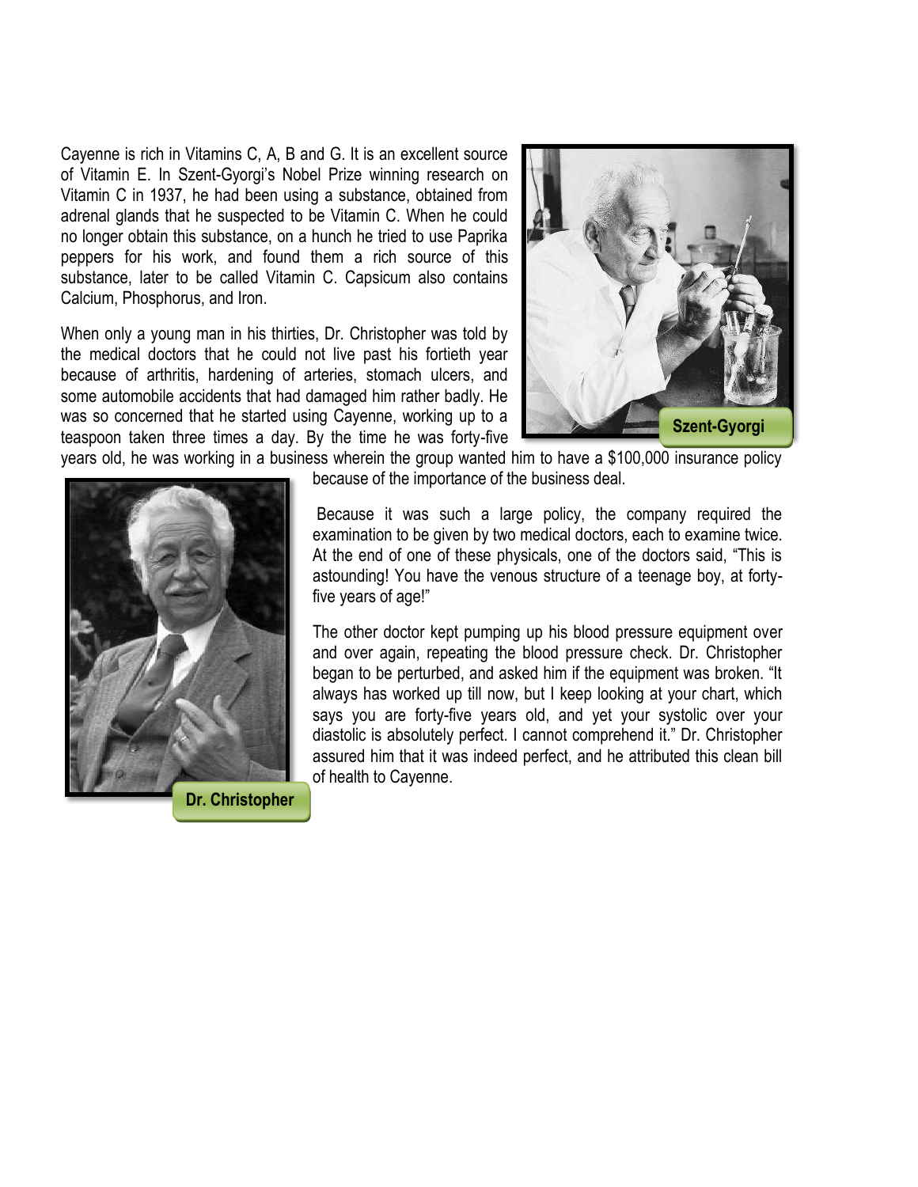Cayenne is rich in Vitamins C, A, B and G. It is an excellent source of Vitamin E. In Szent-Gyorgi's Nobel Prize winning research on Vitamin C in 1937, he had been using a substance, obtained from adrenal glands that he suspected to be Vitamin C. When he could no longer obtain this substance, on a hunch he tried to use Paprika peppers for his work, and found them a rich source of this substance, later to be called Vitamin C. Capsicum also contains Calcium, Phosphorus, and Iron.

Szent-Gyorgi

When only a young man in his thirties, Dr. Christopher was told by the medical doctors that he could not live past his fortieth year because of arthritis, hardening of arteries, stomach ulcers, and some automobile accidents that had damaged him rather badly. He was so concerned that he started using Cayenne, working up to a teaspoon taken three times a day. By the time he was forty-five years old, he was working in a business wherein the group wanted him to have a $100,000 insurance policy because of the importance of the business deal.

Because it was such a large policy, the company required the examination to be given by two medical doctors, each to examine twice. At the end of one of these physicals, one of the doctors said, "This is astounding! You have the venous structure of a teenage boy, at forty-five years of age!"

The other doctor kept pumping up his blood pressure equipment over and over again, repeating the blood pressure check. Dr. Christopher began to be perturbed, and asked him if the equipment was broken. "It always has worked up till now, but I keep looking at your chart, which says you are forty-five years old, and yet your systolic over your diastolic is absolutely perfect. I cannot comprehend it." Dr. Christopher assured him that it was indeed perfect, and he attributed this clean bill of health to Cayenne.

Dr. Christopher